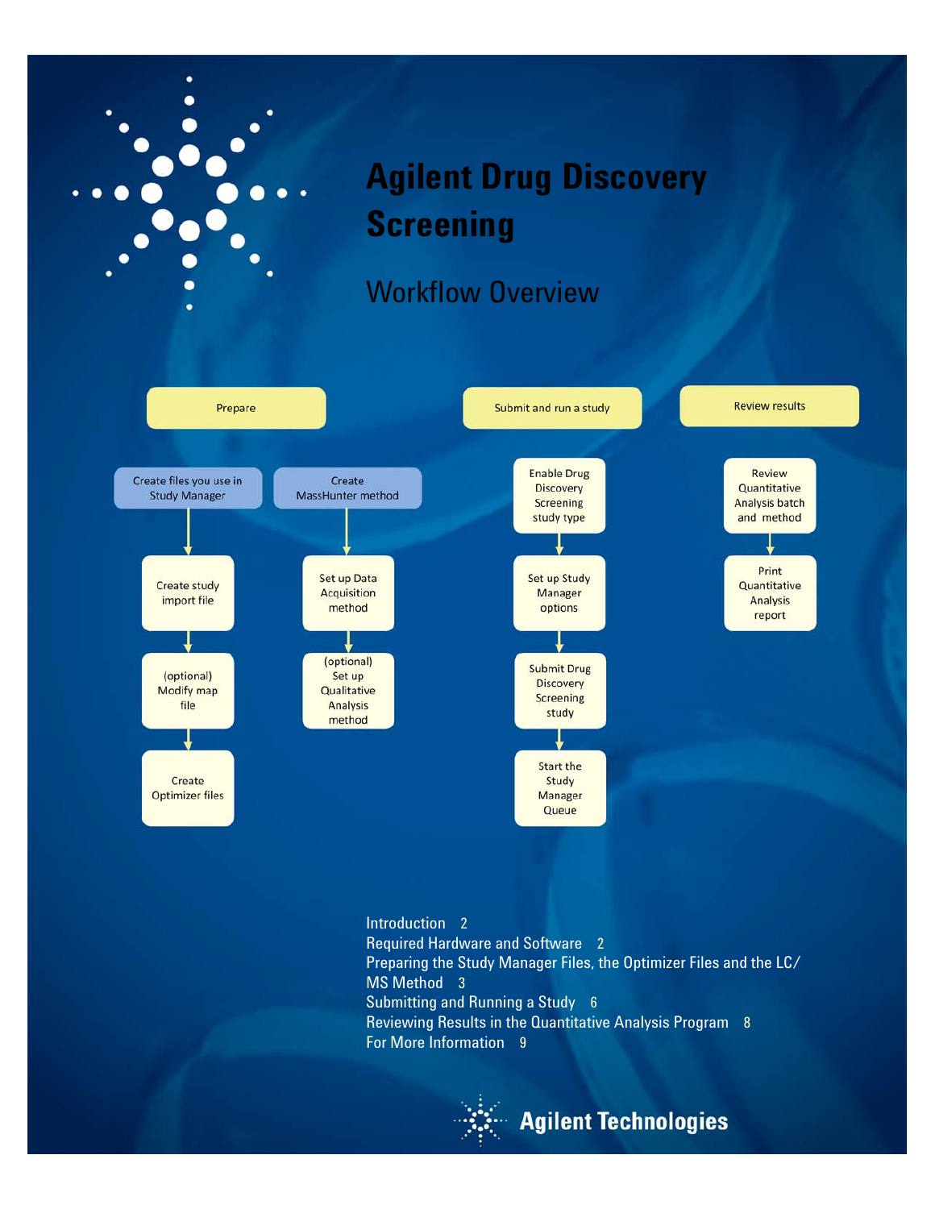# Agilent Drug Discovery Screening

## Workflow Overview

**Prepare**

- Create files you use in Study Manager
  - Create study import file
  - (optional) Modify map file
  - Create Optimizer files
- Create MassHunter method
  - Set up Data Acquisition method
  - (optional) Set up Qualitative Analysis method

**Submit and run a study**

- Enable Drug Discovery Screening study type
- Set up Study Manager options
- Submit Drug Discovery Screening study
- Start the Study Manager Queue

**Review results**

- Review Quantitative Analysis batch and method
- Print Quantitative Analysis report

Introduction 2
Required Hardware and Software 2
Preparing the Study Manager Files, the Optimizer Files and the LC/MS Method 3
Submitting and Running a Study 6
Reviewing Results in the Quantitative Analysis Program 8
For More Information 9

Agilent Technologies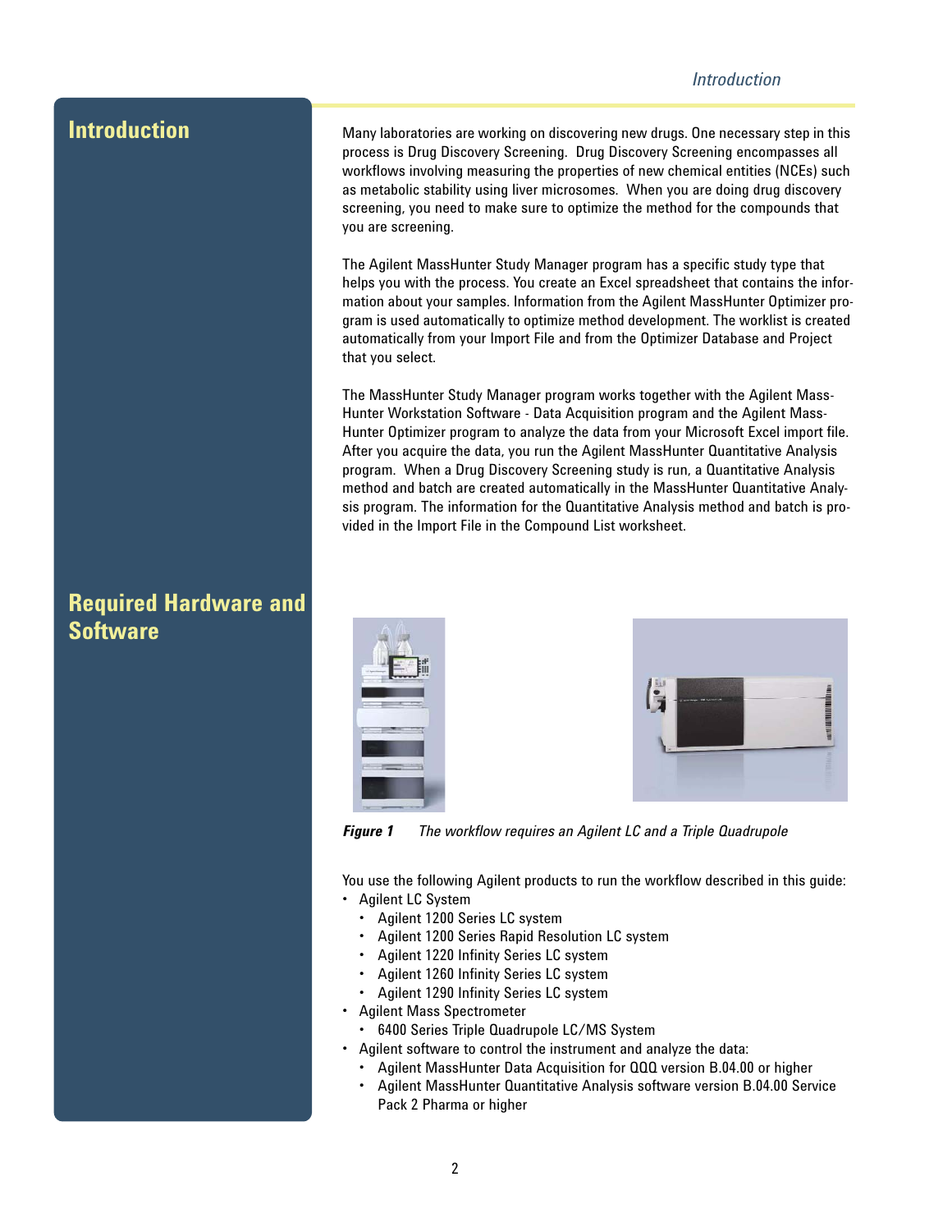# Introduction

Many laboratories are working on discovering new drugs. One necessary step in this process is Drug Discovery Screening. Drug Discovery Screening encompasses all workflows involving measuring the properties of new chemical entities (NCEs) such as metabolic stability using liver microsomes. When you are doing drug discovery screening, you need to make sure to optimize the method for the compounds that you are screening.

The Agilent MassHunter Study Manager program has a specific study type that helps you with the process. You create an Excel spreadsheet that contains the information about your samples. Information from the Agilent MassHunter Optimizer program is used automatically to optimize method development. The worklist is created automatically from your Import File and from the Optimizer Database and Project that you select.

The MassHunter Study Manager program works together with the Agilent MassHunter Workstation Software - Data Acquisition program and the Agilent MassHunter Optimizer program to analyze the data from your Microsoft Excel import file. After you acquire the data, you run the Agilent MassHunter Quantitative Analysis program. When a Drug Discovery Screening study is run, a Quantitative Analysis method and batch are created automatically in the MassHunter Quantitative Analysis program. The information for the Quantitative Analysis method and batch is provided in the Import File in the Compound List worksheet.

## Required Hardware and Software

***Figure 1*** *The workflow requires an Agilent LC and a Triple Quadrupole*

You use the following Agilent products to run the workflow described in this guide:

- Agilent LC System
  - Agilent 1200 Series LC system
  - Agilent 1200 Series Rapid Resolution LC system
  - Agilent 1220 Infinity Series LC system
  - Agilent 1260 Infinity Series LC system
  - Agilent 1290 Infinity Series LC system
- Agilent Mass Spectrometer
  - 6400 Series Triple Quadrupole LC/MS System
- Agilent software to control the instrument and analyze the data:
  - Agilent MassHunter Data Acquisition for QQQ version B.04.00 or higher
  - Agilent MassHunter Quantitative Analysis software version B.04.00 Service Pack 2 Pharma or higher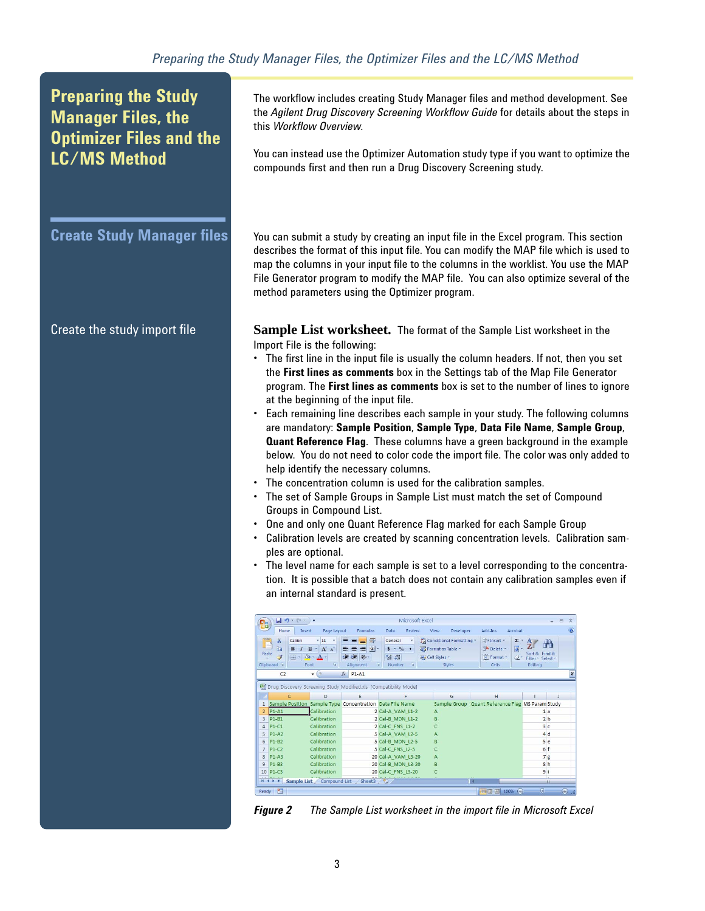# Preparing the Study Manager Files, the Optimizer Files and the LC/MS Method

The workflow includes creating Study Manager files and method development. See the *Agilent Drug Discovery Screening Workflow Guide* for details about the steps in this *Workflow Overview*.

You can instead use the Optimizer Automation study type if you want to optimize the compounds first and then run a Drug Discovery Screening study.

## Create Study Manager files

You can submit a study by creating an input file in the Excel program. This section describes the format of this input file. You can modify the MAP file which is used to map the columns in your input file to the columns in the worklist. You use the MAP File Generator program to modify the MAP file. You can also optimize several of the method parameters using the Optimizer program.

### Create the study import file

**Sample List worksheet.** The format of the Sample List worksheet in the Import File is the following:

- The first line in the input file is usually the column headers. If not, then you set the **First lines as comments** box in the Settings tab of the Map File Generator program. The **First lines as comments** box is set to the number of lines to ignore at the beginning of the input file.
- Each remaining line describes each sample in your study. The following columns are mandatory: **Sample Position**, **Sample Type**, **Data File Name**, **Sample Group**, **Quant Reference Flag**. These columns have a green background in the example below. You do not need to color code the import file. The color was only added to help identify the necessary columns.
- The concentration column is used for the calibration samples.
- The set of Sample Groups in Sample List must match the set of Compound Groups in Compound List.
- One and only one Quant Reference Flag marked for each Sample Group
- Calibration levels are created by scanning concentration levels. Calibration samples are optional.
- The level name for each sample is set to a level corresponding to the concentration. It is possible that a batch does not contain any calibration samples even if an internal standard is present.

| | Sample Position | Sample Type | Concentration | Data File Name | Sample Group | Quant Reference Flag | MS Param | Study |
|---|---|---|---|---|---|---|---|---|
| 2 | P1-A1 | Calibration | 2 | Cal-A_VAM_L1-2 | A | | 1 | a |
| 3 | P1-B1 | Calibration | 2 | Cal-B_MDN_L1-2 | B | | 2 | b |
| 4 | P1-C1 | Calibration | 2 | Cal-C_FNS_L1-2 | C | | 3 | c |
| 5 | P1-A2 | Calibration | 5 | Cal-A_VAM_L2-5 | A | | 4 | d |
| 6 | P1-B2 | Calibration | 5 | Cal-B_MDN_L2-5 | B | | 5 | e |
| 7 | P1-C2 | Calibration | 5 | Cal-C_FNS_L2-5 | C | | 6 | f |
| 8 | P1-A3 | Calibration | 20 | Cal-A_VAM_L3-20 | A | | 7 | g |
| 9 | P1-B3 | Calibration | 20 | Cal-B_MDN_L3-20 | B | | 8 | h |
| 10 | P1-C3 | Calibration | 20 | Cal-C_FNS_L3-20 | C | | 9 | i |

*Figure 2* The Sample List worksheet in the import file in Microsoft Excel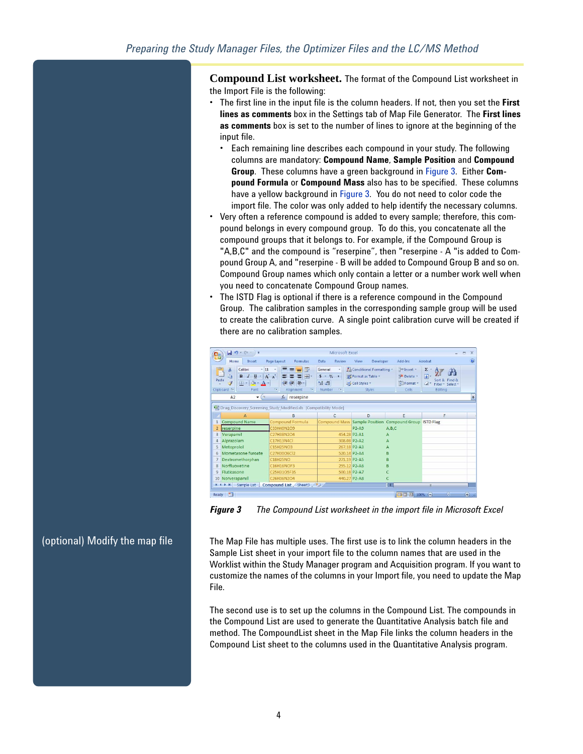**Compound List worksheet.** The format of the Compound List worksheet in the Import File is the following:

- The first line in the input file is the column headers. If not, then you set the **First lines as comments** box in the Settings tab of Map File Generator. The **First lines as comments** box is set to the number of lines to ignore at the beginning of the input file.
  - Each remaining line describes each compound in your study. The following columns are mandatory: **Compound Name**, **Sample Position** and **Compound Group**. These columns have a green background in Figure 3. Either **Compound Formula** or **Compound Mass** also has to be specified. These columns have a yellow background in Figure 3. You do not need to color code the import file. The color was only added to help identify the necessary columns.
- Very often a reference compound is added to every sample; therefore, this compound belongs in every compound group. To do this, you concatenate all the compound groups that it belongs to. For example, if the Compound Group is "A,B,C" and the compound is "reserpine", then "reserpine - A "is added to Compound Group A, and "reserpine - B will be added to Compound Group B and so on. Compound Group names which only contain a letter or a number work well when you need to concatenate Compound Group names.
- The ISTD Flag is optional if there is a reference compound in the Compound Group. The calibration samples in the corresponding sample group will be used to create the calibration curve. A single point calibration curve will be created if there are no calibration samples.

| | A | B | C | D | E | F |
|---|---|---|---|---|---|---|
| 1 | Compound Name | Compound Formula | Compound Mass | Sample Position | Compound Group | ISTD Flag |
| 2 | reserpine | C33H40N2O9 | | P2-A9 | A,B,C | |
| 3 | Verapamil | C27H38N2O4 | 454.28 | P2-A1 | A | |
| 4 | Alprazolam | C17H13N4Cl | 308.08 | P2-A2 | A | |
| 5 | Metoprolol | C15H25NO3 | 267.18 | P2-A3 | A | |
| 6 | Mometasone furoate | C27H30O6Cl2 | 520.14 | P2-A4 | B | |
| 7 | Dextromethorphan | C18H25NO | 271.19 | P2-A5 | B | |
| 8 | Norfluoxetine | C16H16NOF3 | 295.12 | P2-A6 | B | |
| 9 | Fluticasone | C25H31O5F3S | 500.18 | P2-A7 | C | |
| 10 | Norverapamil | C26H36N2O4 | 440.27 | P2-A8 | C | |

***Figure 3*** *The Compound List worksheet in the import file in Microsoft Excel*

## (optional) Modify the map file

The Map File has multiple uses. The first use is to link the column headers in the Sample List sheet in your import file to the column names that are used in the Worklist within the Study Manager program and Acquisition program. If you want to customize the names of the columns in your Import file, you need to update the Map File.

The second use is to set up the columns in the Compound List. The compounds in the Compound List are used to generate the Quantitative Analysis batch file and method. The CompoundList sheet in the Map File links the column headers in the Compound List sheet to the columns used in the Quantitative Analysis program.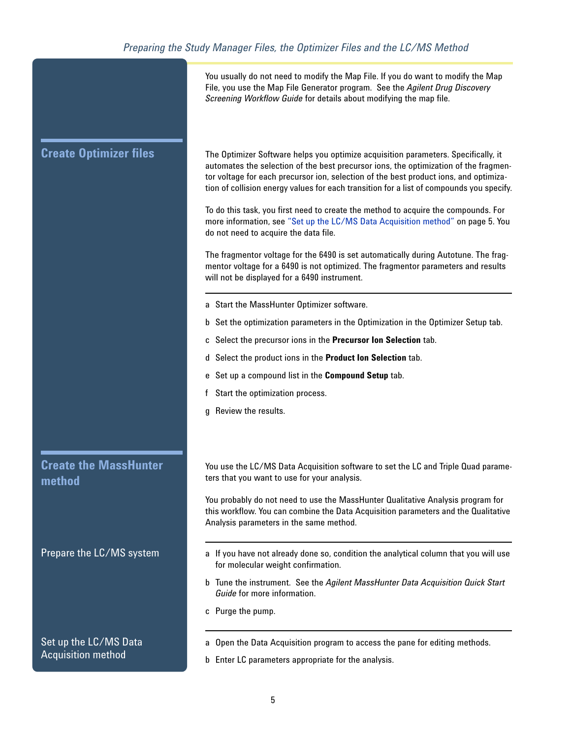You usually do not need to modify the Map File. If you do want to modify the Map File, you use the Map File Generator program. See the *Agilent Drug Discovery Screening Workflow Guide* for details about modifying the map file.

## Create Optimizer files

The Optimizer Software helps you optimize acquisition parameters. Specifically, it automates the selection of the best precursor ions, the optimization of the fragmentor voltage for each precursor ion, selection of the best product ions, and optimization of collision energy values for each transition for a list of compounds you specify.

To do this task, you first need to create the method to acquire the compounds. For more information, see "Set up the LC/MS Data Acquisition method" on page 5. You do not need to acquire the data file.

The fragmentor voltage for the 6490 is set automatically during Autotune. The fragmentor voltage for a 6490 is not optimized. The fragmentor parameters and results will not be displayed for a 6490 instrument.

a Start the MassHunter Optimizer software.

b Set the optimization parameters in the Optimization in the Optimizer Setup tab.

c Select the precursor ions in the **Precursor Ion Selection** tab.

d Select the product ions in the **Product Ion Selection** tab.

e Set up a compound list in the **Compound Setup** tab.

f Start the optimization process.

g Review the results.

## Create the MassHunter method

You use the LC/MS Data Acquisition software to set the LC and Triple Quad parameters that you want to use for your analysis.

You probably do not need to use the MassHunter Qualitative Analysis program for this workflow. You can combine the Data Acquisition parameters and the Qualitative Analysis parameters in the same method.

### Prepare the LC/MS system

a If you have not already done so, condition the analytical column that you will use for molecular weight confirmation.

b Tune the instrument. See the *Agilent MassHunter Data Acquisition Quick Start Guide* for more information.

c Purge the pump.

### Set up the LC/MS Data Acquisition method

a Open the Data Acquisition program to access the pane for editing methods.

b Enter LC parameters appropriate for the analysis.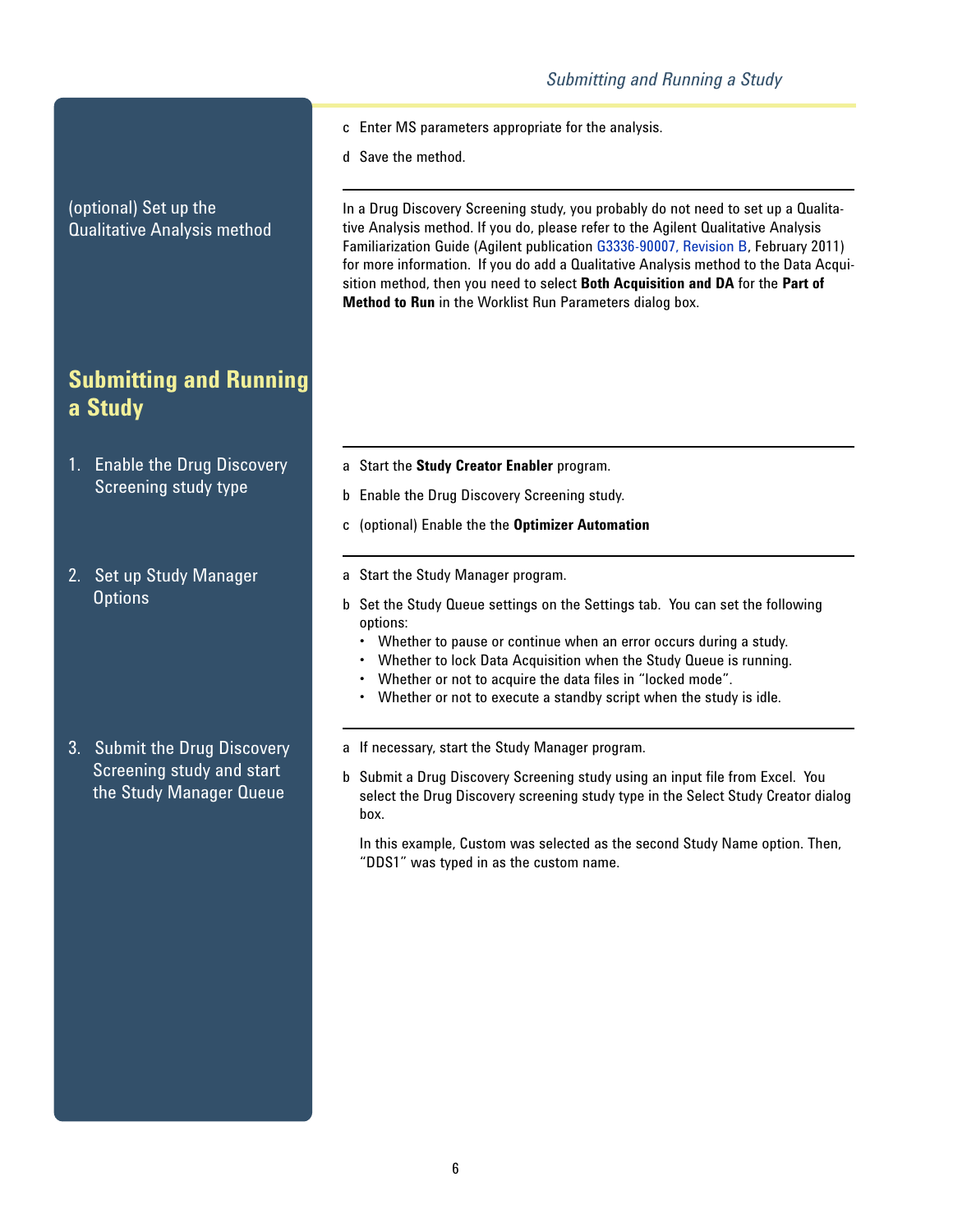c Enter MS parameters appropriate for the analysis.

d Save the method.

### (optional) Set up the Qualitative Analysis method

In a Drug Discovery Screening study, you probably do not need to set up a Qualitative Analysis method. If you do, please refer to the Agilent Qualitative Analysis Familiarization Guide (Agilent publication G3336-90007, Revision B, February 2011) for more information. If you do add a Qualitative Analysis method to the Data Acquisition method, then you need to select **Both Acquisition and DA** for the **Part of Method to Run** in the Worklist Run Parameters dialog box.

## Submitting and Running a Study

### 1. Enable the Drug Discovery Screening study type

a Start the **Study Creator Enabler** program.

b Enable the Drug Discovery Screening study.

c (optional) Enable the the **Optimizer Automation**

### 2. Set up Study Manager Options

a Start the Study Manager program.

b Set the Study Queue settings on the Settings tab. You can set the following options:

- Whether to pause or continue when an error occurs during a study.
- Whether to lock Data Acquisition when the Study Queue is running.
- Whether or not to acquire the data files in “locked mode”.
- Whether or not to execute a standby script when the study is idle.

### 3. Submit the Drug Discovery Screening study and start the Study Manager Queue

a If necessary, start the Study Manager program.

b Submit a Drug Discovery Screening study using an input file from Excel. You select the Drug Discovery screening study type in the Select Study Creator dialog box.

In this example, Custom was selected as the second Study Name option. Then, “DDS1” was typed in as the custom name.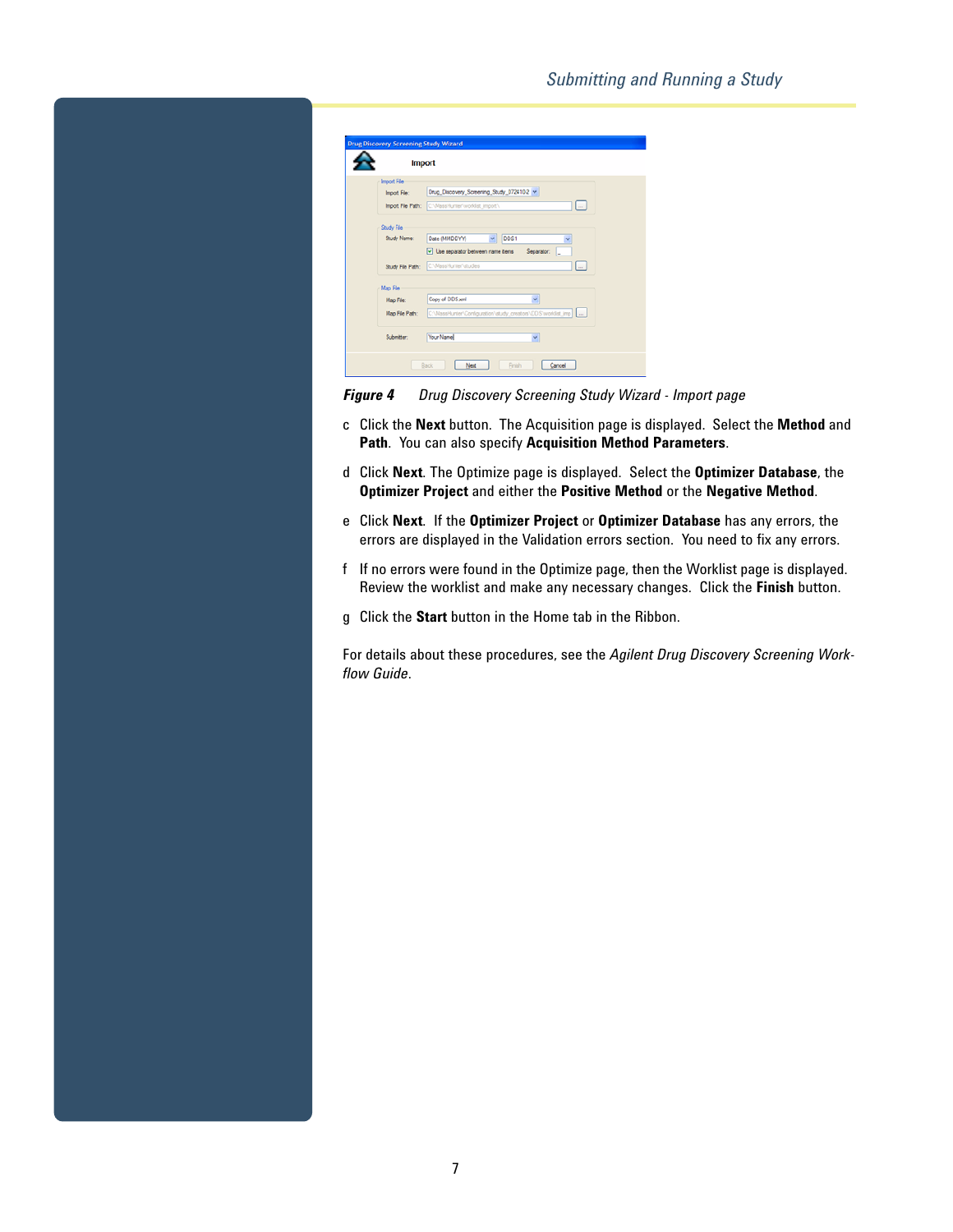*Figure 4 Drug Discovery Screening Study Wizard - Import page*

c Click the **Next** button. The Acquisition page is displayed. Select the **Method** and **Path**. You can also specify **Acquisition Method Parameters**.

d Click **Next**. The Optimize page is displayed. Select the **Optimizer Database**, the **Optimizer Project** and either the **Positive Method** or the **Negative Method**.

e Click **Next**. If the **Optimizer Project** or **Optimizer Database** has any errors, the errors are displayed in the Validation errors section. You need to fix any errors.

f If no errors were found in the Optimize page, then the Worklist page is displayed. Review the worklist and make any necessary changes. Click the **Finish** button.

g Click the **Start** button in the Home tab in the Ribbon.

For details about these procedures, see the *Agilent Drug Discovery Screening Workflow Guide*.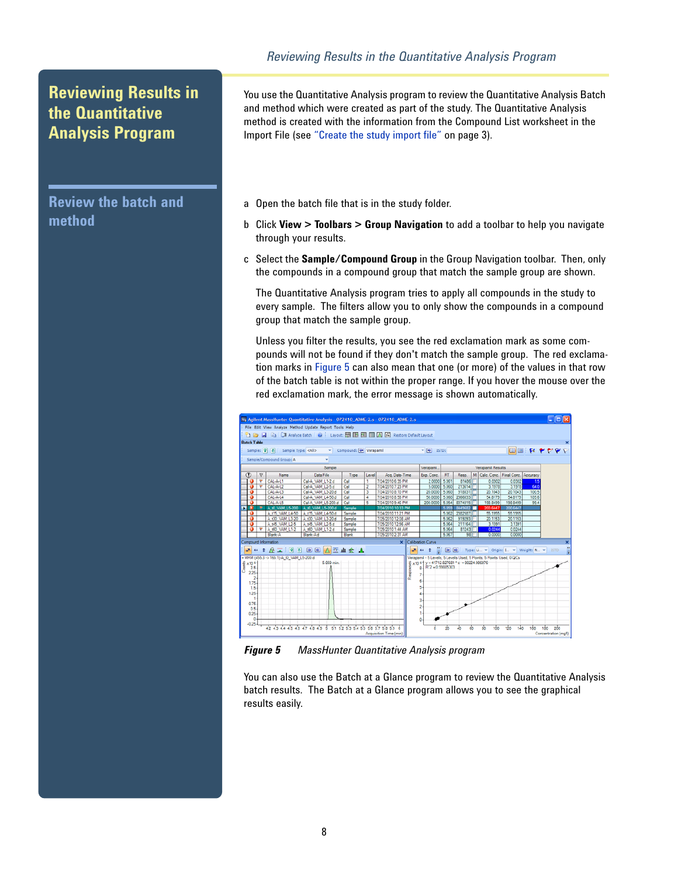# Reviewing Results in the Quantitative Analysis Program

You use the Quantitative Analysis program to review the Quantitative Analysis Batch and method which were created as part of the study. The Quantitative Analysis method is created with the information from the Compound List worksheet in the Import File (see "Create the study import file" on page 3).

## Review the batch and method

a Open the batch file that is in the study folder.

b Click **View > Toolbars > Group Navigation** to add a toolbar to help you navigate through your results.

c Select the **Sample/Compound Group** in the Group Navigation toolbar. Then, only the compounds in a compound group that match the sample group are shown.

The Quantitative Analysis program tries to apply all compounds in the study to every sample. The filters allow you to only show the compounds in a compound group that match the sample group.

Unless you filter the results, you see the red exclamation mark as some compounds will not be found if they don't match the sample group. The red exclamation marks in Figure 5 can also mean that one (or more) of the values in that row of the batch table is not within the proper range. If you hover the mouse over the red exclamation mark, the error message is shown automatically.

**Figure 5** *MassHunter Quantitative Analysis program*

You can also use the Batch at a Glance program to review the Quantitative Analysis batch results. The Batch at a Glance program allows you to see the graphical results easily.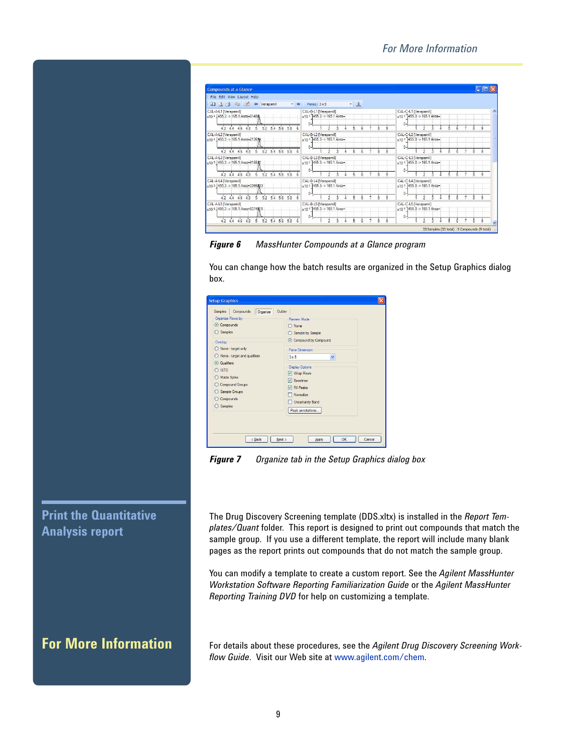**Figure 6** MassHunter Compounds at a Glance program

You can change how the batch results are organized in the Setup Graphics dialog box.

**Figure 7** Organize tab in the Setup Graphics dialog box

## Print the Quantitative Analysis report

The Drug Discovery Screening template (DDS.xltx) is installed in the *Report Templates/Quant* folder. This report is designed to print out compounds that match the sample group. If you use a different template, the report will include many blank pages as the report prints out compounds that do not match the sample group.

You can modify a template to create a custom report. See the *Agilent MassHunter Workstation Software Reporting Familiarization Guide* or the *Agilent MassHunter Reporting Training DVD* for help on customizing a template.

## For More Information

For details about these procedures, see the *Agilent Drug Discovery Screening Workflow Guide*. Visit our Web site at www.agilent.com/chem.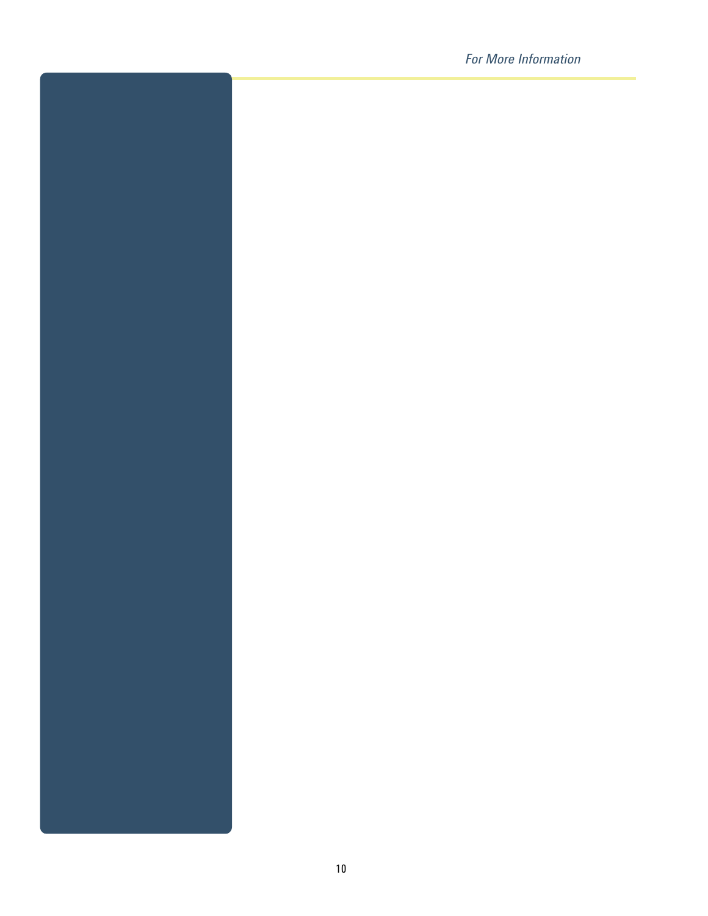*For More Information*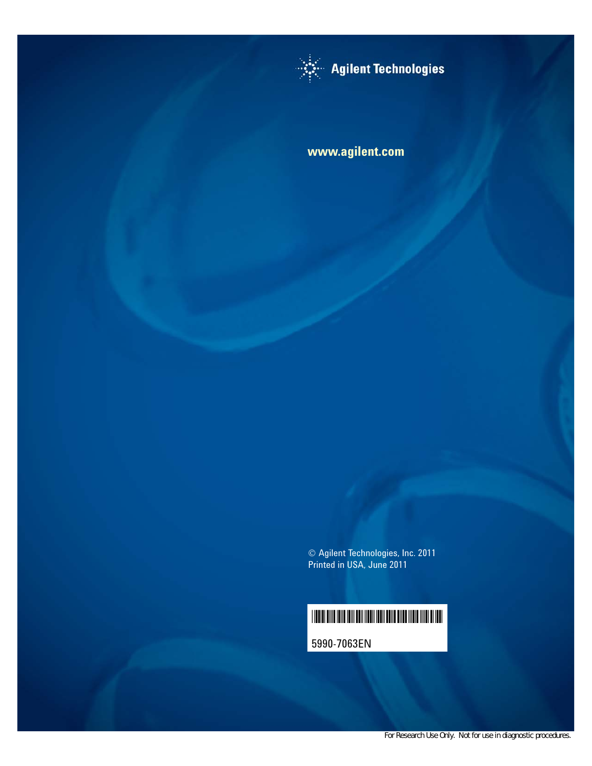Agilent Technologies

www.agilent.com

© Agilent Technologies, Inc. 2011
Printed in USA, June 2011

5990-7063EN

For Research Use Only. Not for use in diagnostic procedures.